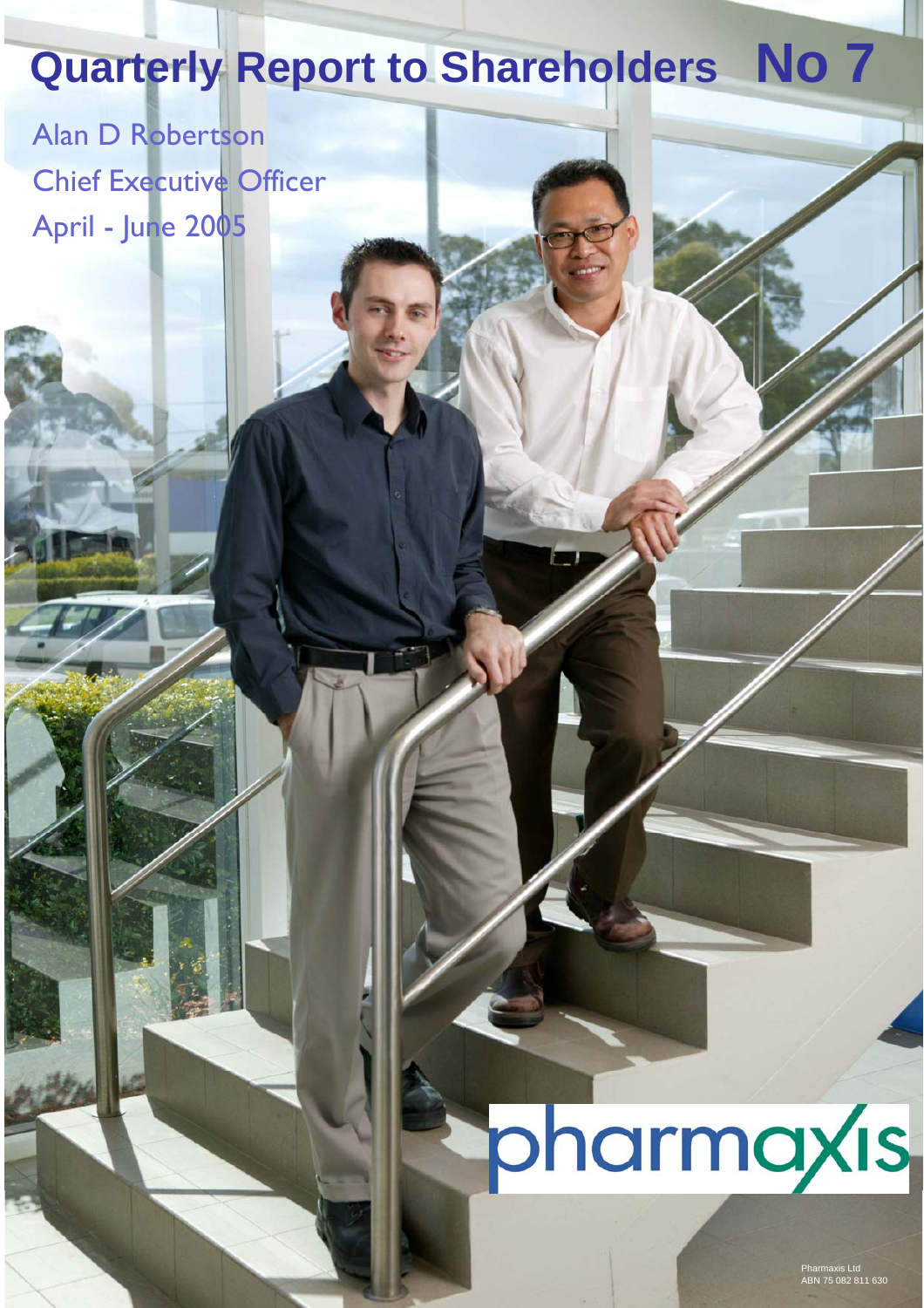# Quarterly Report to Shareholders No 7

Alan D Robertson

Chief Executive Officer

April - June 2005

pharmaxis

Pharmaxis Ltd
ABN 75 082 811 630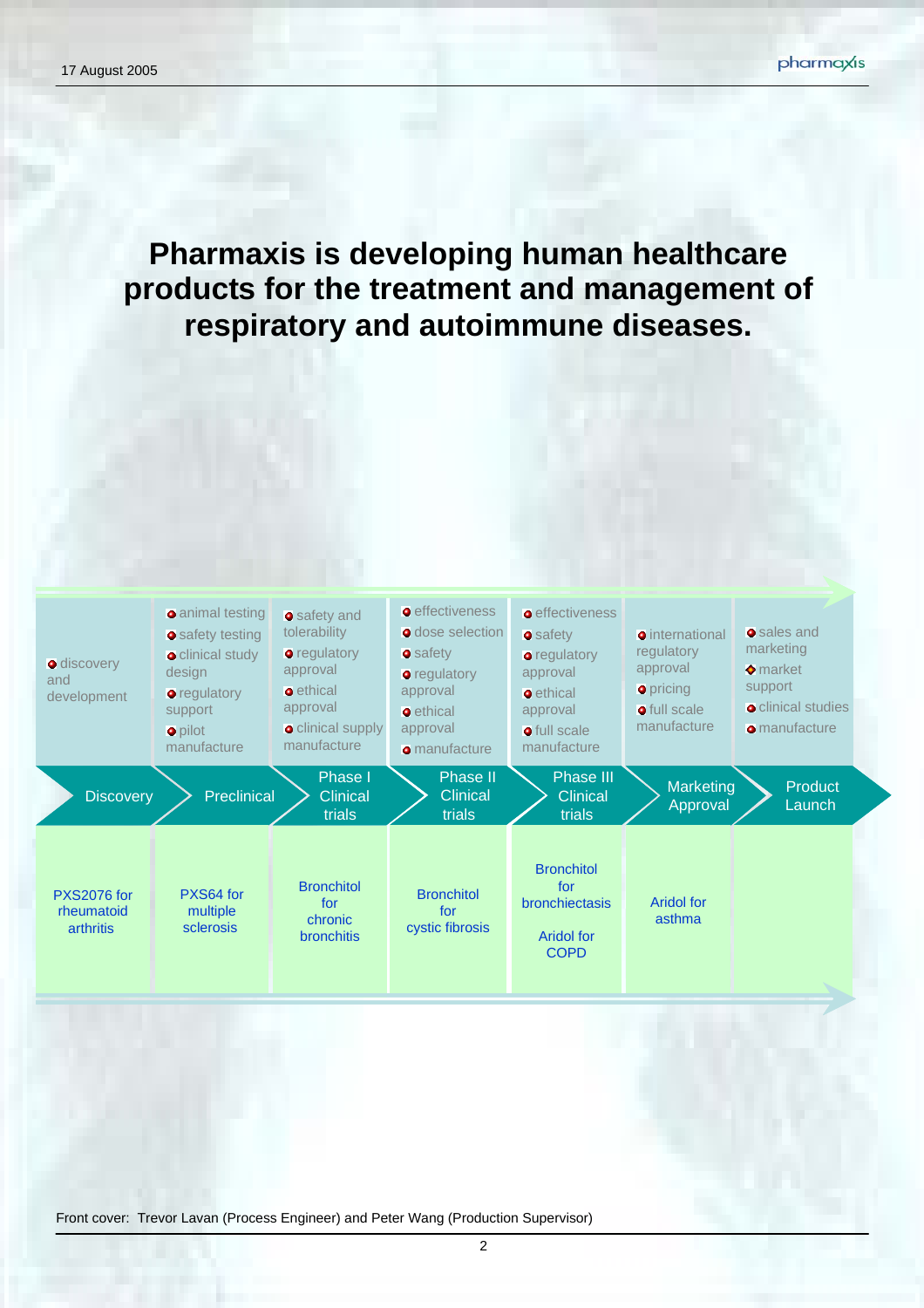# Pharmaxis is developing human healthcare products for the treatment and management of respiratory and autoimmune diseases.

| Discovery | Preclinical | Phase I Clinical trials | Phase II Clinical trials | Phase III Clinical trials | Marketing Approval | Product Launch |
|---|---|---|---|---|---|---|
| • discovery and development | • animal testing<br>• safety testing<br>• clinical study design<br>• regulatory support<br>• pilot manufacture | • safety and tolerability<br>• regulatory approval<br>• ethical approval<br>• clinical supply manufacture | • effectiveness<br>• dose selection<br>• safety<br>• regulatory approval<br>• ethical approval<br>• manufacture | • effectiveness<br>• safety<br>• regulatory approval<br>• ethical approval<br>• full scale manufacture | • international regulatory approval<br>• pricing<br>• full scale manufacture | • sales and marketing<br>• market support<br>• clinical studies<br>• manufacture |
| PXS2076 for rheumatoid arthritis | PXS64 for multiple sclerosis | Bronchitol for chronic bronchitis | Bronchitol for cystic fibrosis | Bronchitol for bronchiectasis<br><br>Aridol for COPD | Aridol for asthma | |

Front cover: Trevor Lavan (Process Engineer) and Peter Wang (Production Supervisor)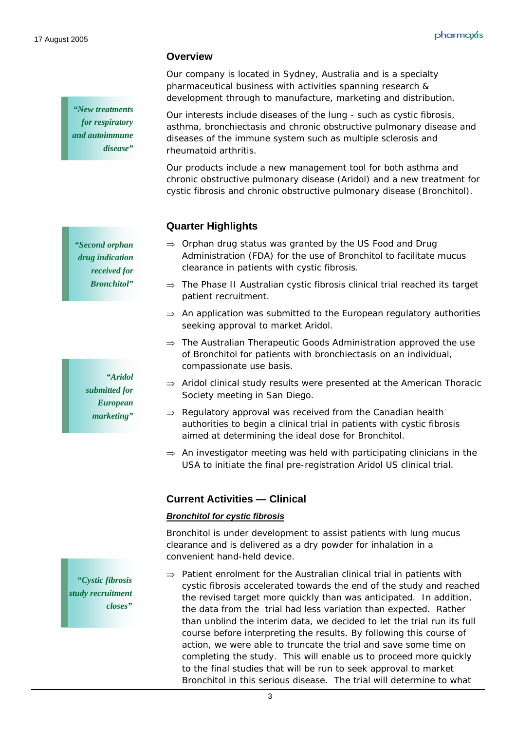## Overview

Our company is located in Sydney, Australia and is a specialty pharmaceutical business with activities spanning research & development through to manufacture, marketing and distribution.

*"New treatments for respiratory and autoimmune disease"*

Our interests include diseases of the lung - such as cystic fibrosis, asthma, bronchiectasis and chronic obstructive pulmonary disease and diseases of the immune system such as multiple sclerosis and rheumatoid arthritis.

Our products include a new management tool for both asthma and chronic obstructive pulmonary disease (Aridol) and a new treatment for cystic fibrosis and chronic obstructive pulmonary disease (Bronchitol).

## Quarter Highlights

*"Second orphan drug indication received for Bronchitol"*

⇒ Orphan drug status was granted by the US Food and Drug Administration (FDA) for the use of Bronchitol to facilitate mucus clearance in patients with cystic fibrosis.

⇒ The Phase II Australian cystic fibrosis clinical trial reached its target patient recruitment.

⇒ An application was submitted to the European regulatory authorities seeking approval to market Aridol.

⇒ The Australian Therapeutic Goods Administration approved the use of Bronchitol for patients with bronchiectasis on an individual, compassionate use basis.

*"Aridol submitted for European marketing"*

⇒ Aridol clinical study results were presented at the American Thoracic Society meeting in San Diego.

⇒ Regulatory approval was received from the Canadian health authorities to begin a clinical trial in patients with cystic fibrosis aimed at determining the ideal dose for Bronchitol.

⇒ An investigator meeting was held with participating clinicians in the USA to initiate the final pre-registration Aridol US clinical trial.

## Current Activities — Clinical

***Bronchitol for cystic fibrosis***

Bronchitol is under development to assist patients with lung mucus clearance and is delivered as a dry powder for inhalation in a convenient hand-held device.

*"Cystic fibrosis study recruitment closes"*

⇒ Patient enrolment for the Australian clinical trial in patients with cystic fibrosis accelerated towards the end of the study and reached the revised target more quickly than was anticipated. In addition, the data from the trial had less variation than expected. Rather than unblind the interim data, we decided to let the trial run its full course before interpreting the results. By following this course of action, we were able to truncate the trial and save some time on completing the study. This will enable us to proceed more quickly to the final studies that will be run to seek approval to market Bronchitol in this serious disease. The trial will determine to what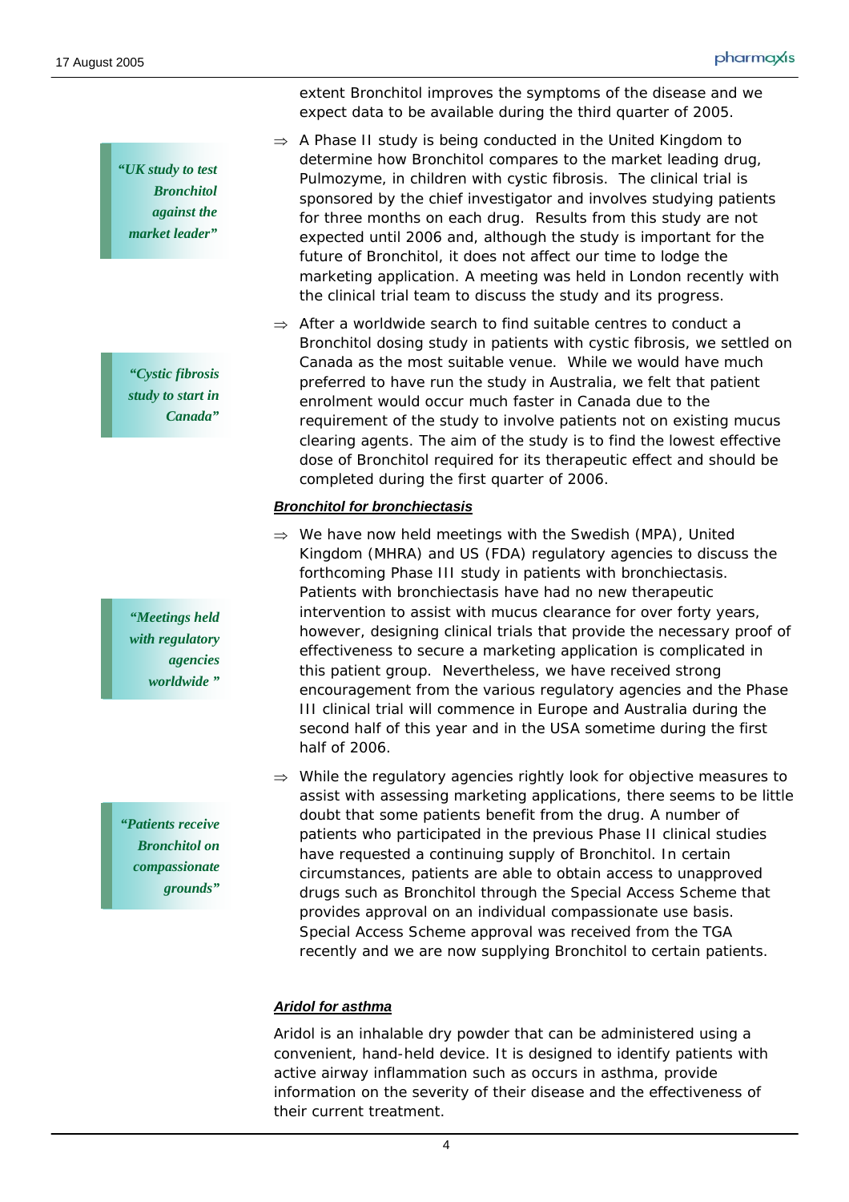extent Bronchitol improves the symptoms of the disease and we expect data to be available during the third quarter of 2005.

*"UK study to test Bronchitol against the market leader"*

⇒ A Phase II study is being conducted in the United Kingdom to determine how Bronchitol compares to the market leading drug, Pulmozyme, in children with cystic fibrosis. The clinical trial is sponsored by the chief investigator and involves studying patients for three months on each drug. Results from this study are not expected until 2006 and, although the study is important for the future of Bronchitol, it does not affect our time to lodge the marketing application. A meeting was held in London recently with the clinical trial team to discuss the study and its progress.

*"Cystic fibrosis study to start in Canada"*

⇒ After a worldwide search to find suitable centres to conduct a Bronchitol dosing study in patients with cystic fibrosis, we settled on Canada as the most suitable venue. While we would have much preferred to have run the study in Australia, we felt that patient enrolment would occur much faster in Canada due to the requirement of the study to involve patients not on existing mucus clearing agents. The aim of the study is to find the lowest effective dose of Bronchitol required for its therapeutic effect and should be completed during the first quarter of 2006.

***Bronchitol for bronchiectasis***

*"Meetings held with regulatory agencies worldwide"*

⇒ We have now held meetings with the Swedish (MPA), United Kingdom (MHRA) and US (FDA) regulatory agencies to discuss the forthcoming Phase III study in patients with bronchiectasis. Patients with bronchiectasis have had no new therapeutic intervention to assist with mucus clearance for over forty years, however, designing clinical trials that provide the necessary proof of effectiveness to secure a marketing application is complicated in this patient group. Nevertheless, we have received strong encouragement from the various regulatory agencies and the Phase III clinical trial will commence in Europe and Australia during the second half of this year and in the USA sometime during the first half of 2006.

*"Patients receive Bronchitol on compassionate grounds"*

⇒ While the regulatory agencies rightly look for objective measures to assist with assessing marketing applications, there seems to be little doubt that some patients benefit from the drug. A number of patients who participated in the previous Phase II clinical studies have requested a continuing supply of Bronchitol. In certain circumstances, patients are able to obtain access to unapproved drugs such as Bronchitol through the Special Access Scheme that provides approval on an individual compassionate use basis. Special Access Scheme approval was received from the TGA recently and we are now supplying Bronchitol to certain patients.

***Aridol for asthma***

Aridol is an inhalable dry powder that can be administered using a convenient, hand-held device. It is designed to identify patients with active airway inflammation such as occurs in asthma, provide information on the severity of their disease and the effectiveness of their current treatment.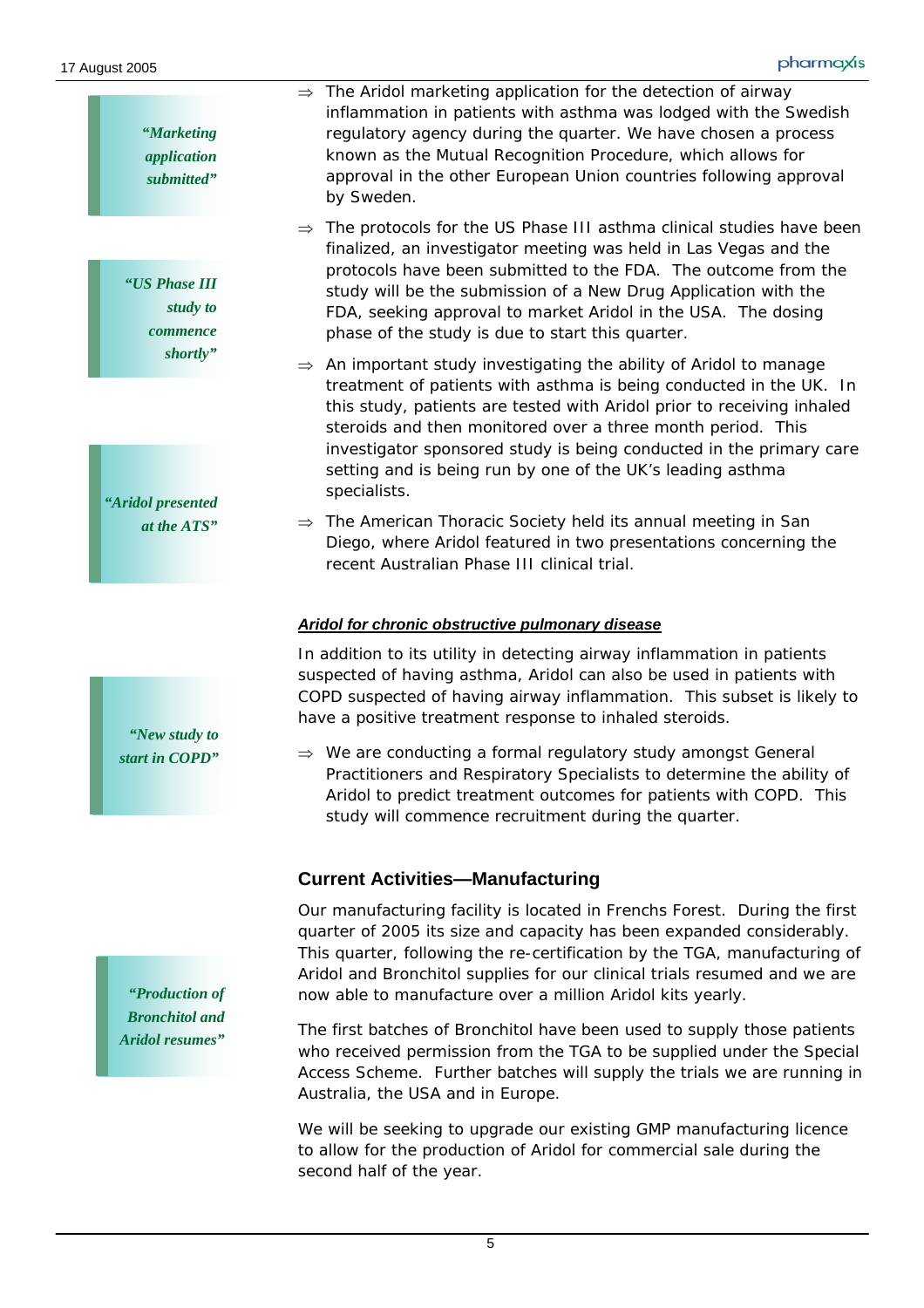*"Marketing application submitted"*

⇒ The Aridol marketing application for the detection of airway inflammation in patients with asthma was lodged with the Swedish regulatory agency during the quarter. We have chosen a process known as the Mutual Recognition Procedure, which allows for approval in the other European Union countries following approval by Sweden.

*"US Phase III study to commence shortly"*

⇒ The protocols for the US Phase III asthma clinical studies have been finalized, an investigator meeting was held in Las Vegas and the protocols have been submitted to the FDA. The outcome from the study will be the submission of a New Drug Application with the FDA, seeking approval to market Aridol in the USA. The dosing phase of the study is due to start this quarter.

⇒ An important study investigating the ability of Aridol to manage treatment of patients with asthma is being conducted in the UK. In this study, patients are tested with Aridol prior to receiving inhaled steroids and then monitored over a three month period. This investigator sponsored study is being conducted in the primary care setting and is being run by one of the UK's leading asthma specialists.

*"Aridol presented at the ATS"*

⇒ The American Thoracic Society held its annual meeting in San Diego, where Aridol featured in two presentations concerning the recent Australian Phase III clinical trial.

***Aridol for chronic obstructive pulmonary disease***

In addition to its utility in detecting airway inflammation in patients suspected of having asthma, Aridol can also be used in patients with COPD suspected of having airway inflammation. This subset is likely to have a positive treatment response to inhaled steroids.

*"New study to start in COPD"*

⇒ We are conducting a formal regulatory study amongst General Practitioners and Respiratory Specialists to determine the ability of Aridol to predict treatment outcomes for patients with COPD. This study will commence recruitment during the quarter.

## Current Activities—Manufacturing

*"Production of Bronchitol and Aridol resumes"*

Our manufacturing facility is located in Frenchs Forest. During the first quarter of 2005 its size and capacity has been expanded considerably. This quarter, following the re-certification by the TGA, manufacturing of Aridol and Bronchitol supplies for our clinical trials resumed and we are now able to manufacture over a million Aridol kits yearly.

The first batches of Bronchitol have been used to supply those patients who received permission from the TGA to be supplied under the Special Access Scheme. Further batches will supply the trials we are running in Australia, the USA and in Europe.

We will be seeking to upgrade our existing GMP manufacturing licence to allow for the production of Aridol for commercial sale during the second half of the year.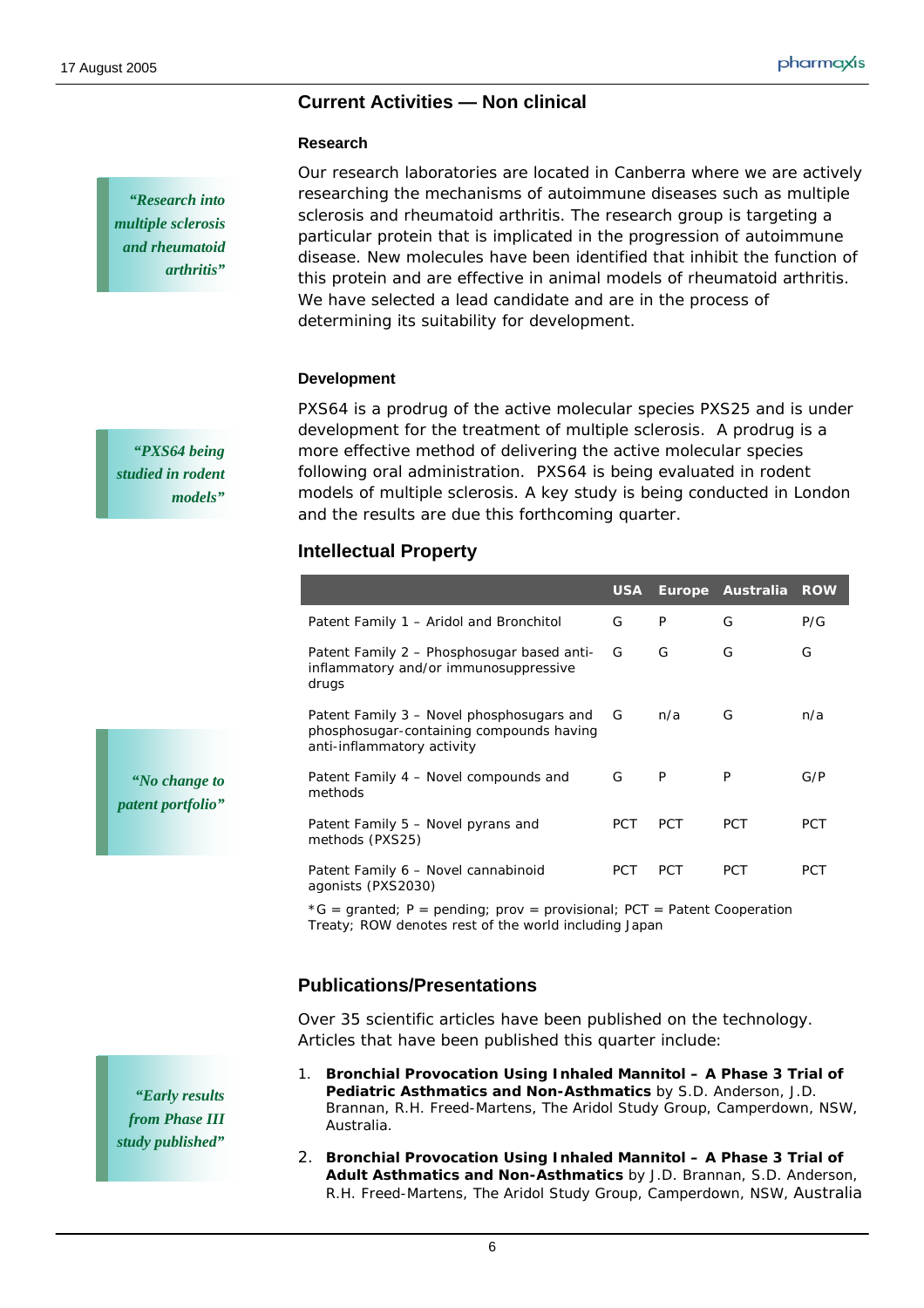## Current Activities — Non clinical

### Research

*"Research into multiple sclerosis and rheumatoid arthritis"*

Our research laboratories are located in Canberra where we are actively researching the mechanisms of autoimmune diseases such as multiple sclerosis and rheumatoid arthritis. The research group is targeting a particular protein that is implicated in the progression of autoimmune disease. New molecules have been identified that inhibit the function of this protein and are effective in animal models of rheumatoid arthritis. We have selected a lead candidate and are in the process of determining its suitability for development.

### Development

*"PXS64 being studied in rodent models"*

PXS64 is a prodrug of the active molecular species PXS25 and is under development for the treatment of multiple sclerosis. A prodrug is a more effective method of delivering the active molecular species following oral administration. PXS64 is being evaluated in rodent models of multiple sclerosis. A key study is being conducted in London and the results are due this forthcoming quarter.

## Intellectual Property

*"No change to patent portfolio"*

| | USA | Europe | Australia | ROW |
|---|---|---|---|---|
| Patent Family 1 – Aridol and Bronchitol | G | P | G | P/G |
| Patent Family 2 – Phosphosugar based anti-inflammatory and/or immunosuppressive drugs | G | G | G | G |
| Patent Family 3 – Novel phosphosugars and phosphosugar-containing compounds having anti-inflammatory activity | G | n/a | G | n/a |
| Patent Family 4 – Novel compounds and methods | G | P | P | G/P |
| Patent Family 5 – Novel pyrans and methods (PXS25) | PCT | PCT | PCT | PCT |
| Patent Family 6 – Novel cannabinoid agonists (PXS2030) | PCT | PCT | PCT | PCT |

*G = granted; P = pending; prov = provisional; PCT = Patent Cooperation Treaty; ROW denotes rest of the world including Japan

## Publications/Presentations

*"Early results from Phase III study published"*

Over 35 scientific articles have been published on the technology. Articles that have been published this quarter include:

1. **Bronchial Provocation Using Inhaled Mannitol – A Phase 3 Trial of Pediatric Asthmatics and Non-Asthmatics** by S.D. Anderson, J.D. Brannan, R.H. Freed-Martens, The Aridol Study Group, Camperdown, NSW, Australia.
2. **Bronchial Provocation Using Inhaled Mannitol – A Phase 3 Trial of Adult Asthmatics and Non-Asthmatics** by J.D. Brannan, S.D. Anderson, R.H. Freed-Martens, The Aridol Study Group, Camperdown, NSW, Australia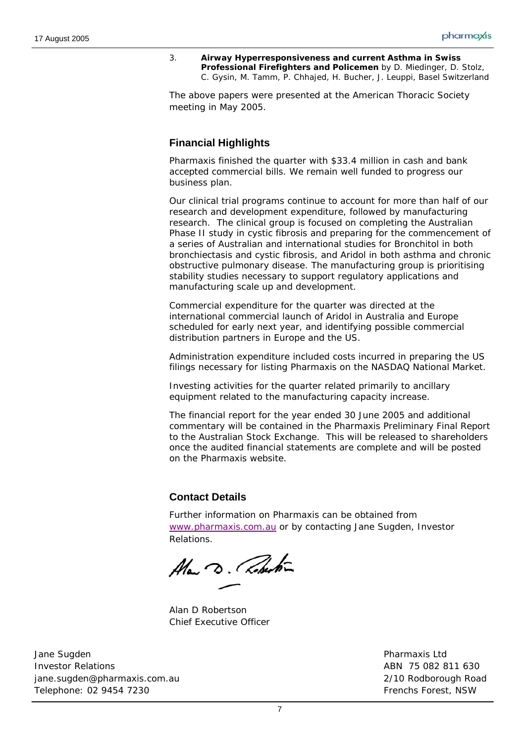3. **Airway Hyperresponsiveness and current Asthma in Swiss Professional Firefighters and Policemen** by D. Miedinger, D. Stolz, C. Gysin, M. Tamm, P. Chhajed, H. Bucher, J. Leuppi, Basel Switzerland

The above papers were presented at the American Thoracic Society meeting in May 2005.

## Financial Highlights

Pharmaxis finished the quarter with $33.4 million in cash and bank accepted commercial bills. We remain well funded to progress our business plan.

Our clinical trial programs continue to account for more than half of our research and development expenditure, followed by manufacturing research. The clinical group is focused on completing the Australian Phase II study in cystic fibrosis and preparing for the commencement of a series of Australian and international studies for Bronchitol in both bronchiectasis and cystic fibrosis, and Aridol in both asthma and chronic obstructive pulmonary disease. The manufacturing group is prioritising stability studies necessary to support regulatory applications and manufacturing scale up and development.

Commercial expenditure for the quarter was directed at the international commercial launch of Aridol in Australia and Europe scheduled for early next year, and identifying possible commercial distribution partners in Europe and the US.

Administration expenditure included costs incurred in preparing the US filings necessary for listing Pharmaxis on the NASDAQ National Market.

Investing activities for the quarter related primarily to ancillary equipment related to the manufacturing capacity increase.

The financial report for the year ended 30 June 2005 and additional commentary will be contained in the Pharmaxis Preliminary Final Report to the Australian Stock Exchange. This will be released to shareholders once the audited financial statements are complete and will be posted on the Pharmaxis website.

## Contact Details

Further information on Pharmaxis can be obtained from www.pharmaxis.com.au or by contacting Jane Sugden, Investor Relations.

Alan D Robertson
Chief Executive Officer

Jane Sugden
Investor Relations
jane.sugden@pharmaxis.com.au
Telephone: 02 9454 7230

Pharmaxis Ltd
ABN 75 082 811 630
2/10 Rodborough Road
Frenchs Forest, NSW